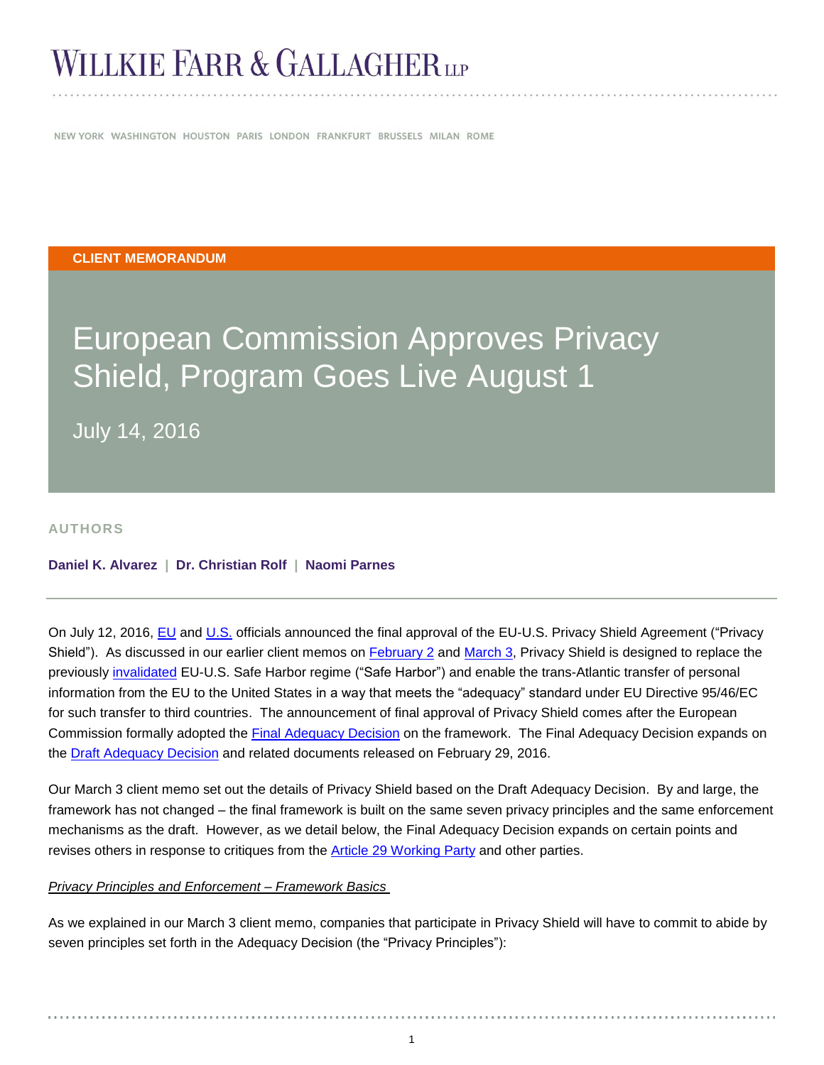# WILLKIE FARR & GALLAGHER LLP

NEW YORK WASHINGTON HOUSTON PARIS LONDON FRANKFURT BRUSSELS MILAN ROME

**CLIENT MEMORANDUM**

# European Commission Approves Privacy Shield, Program Goes Live August 1

July 14, 2016

**AUTHORS**

**Daniel K. Alvarez** | **Dr. Christian Rolf** | **Naomi Parnes**

On July 12, 2016, EU and U.S. officials announced the final approval of the EU-U.S. Privacy Shield Agreement ("Privacy Shield"). As discussed in our earlier client memos on February 2 and March 3, Privacy Shield is designed to replace the previously invalidated EU-U.S. Safe Harbor regime ("Safe Harbor") and enable the trans-Atlantic transfer of personal information from the EU to the United States in a way that meets the "adequacy" standard under EU Directive 95/46/EC for such transfer to third countries. The announcement of final approval of Privacy Shield comes after the European Commission formally adopted the Final Adequacy Decision on the framework. The Final Adequacy Decision expands on the Draft Adequacy Decision and related documents released on February 29, 2016.

Our March 3 client memo set out the details of Privacy Shield based on the Draft Adequacy Decision. By and large, the framework has not changed – the final framework is built on the same seven privacy principles and the same enforcement mechanisms as the draft. However, as we detail below, the Final Adequacy Decision expands on certain points and revises others in response to critiques from the Article 29 Working Party and other parties.

*Privacy Principles and Enforcement – Framework Basics*

As we explained in our March 3 client memo, companies that participate in Privacy Shield will have to commit to abide by seven principles set forth in the Adequacy Decision (the "Privacy Principles"):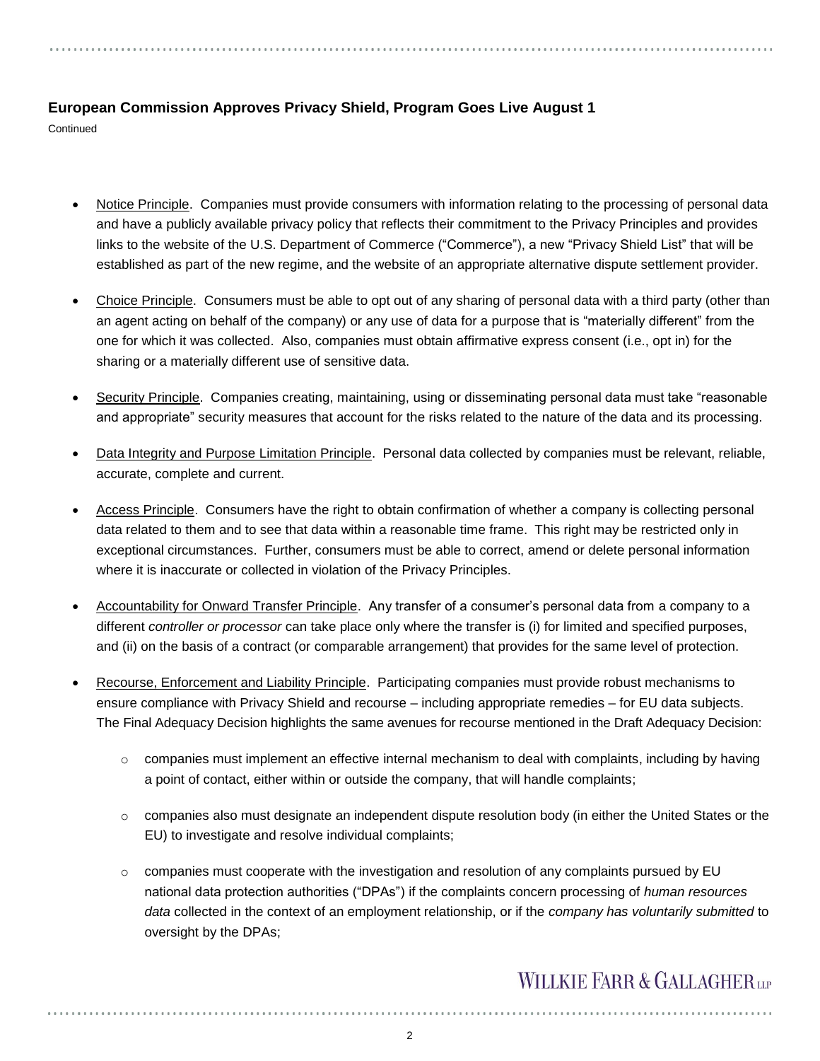**European Commission Approves Privacy Shield, Program Goes Live August 1**

Continued

- Notice Principle. Companies must provide consumers with information relating to the processing of personal data and have a publicly available privacy policy that reflects their commitment to the Privacy Principles and provides links to the website of the U.S. Department of Commerce ("Commerce"), a new "Privacy Shield List" that will be established as part of the new regime, and the website of an appropriate alternative dispute settlement provider.
- Choice Principle. Consumers must be able to opt out of any sharing of personal data with a third party (other than an agent acting on behalf of the company) or any use of data for a purpose that is "materially different" from the one for which it was collected. Also, companies must obtain affirmative express consent (i.e., opt in) for the sharing or a materially different use of sensitive data.
- Security Principle. Companies creating, maintaining, using or disseminating personal data must take "reasonable and appropriate" security measures that account for the risks related to the nature of the data and its processing.
- Data Integrity and Purpose Limitation Principle. Personal data collected by companies must be relevant, reliable, accurate, complete and current.
- Access Principle. Consumers have the right to obtain confirmation of whether a company is collecting personal data related to them and to see that data within a reasonable time frame. This right may be restricted only in exceptional circumstances. Further, consumers must be able to correct, amend or delete personal information where it is inaccurate or collected in violation of the Privacy Principles.
- Accountability for Onward Transfer Principle. Any transfer of a consumer's personal data from a company to a different *controller or processor* can take place only where the transfer is (i) for limited and specified purposes, and (ii) on the basis of a contract (or comparable arrangement) that provides for the same level of protection.
- Recourse, Enforcement and Liability Principle. Participating companies must provide robust mechanisms to ensure compliance with Privacy Shield and recourse – including appropriate remedies – for EU data subjects. The Final Adequacy Decision highlights the same avenues for recourse mentioned in the Draft Adequacy Decision:
  - companies must implement an effective internal mechanism to deal with complaints, including by having a point of contact, either within or outside the company, that will handle complaints;
  - companies also must designate an independent dispute resolution body (in either the United States or the EU) to investigate and resolve individual complaints;
  - companies must cooperate with the investigation and resolution of any complaints pursued by EU national data protection authorities ("DPAs") if the complaints concern processing of *human resources data* collected in the context of an employment relationship, or if the *company has voluntarily submitted* to oversight by the DPAs;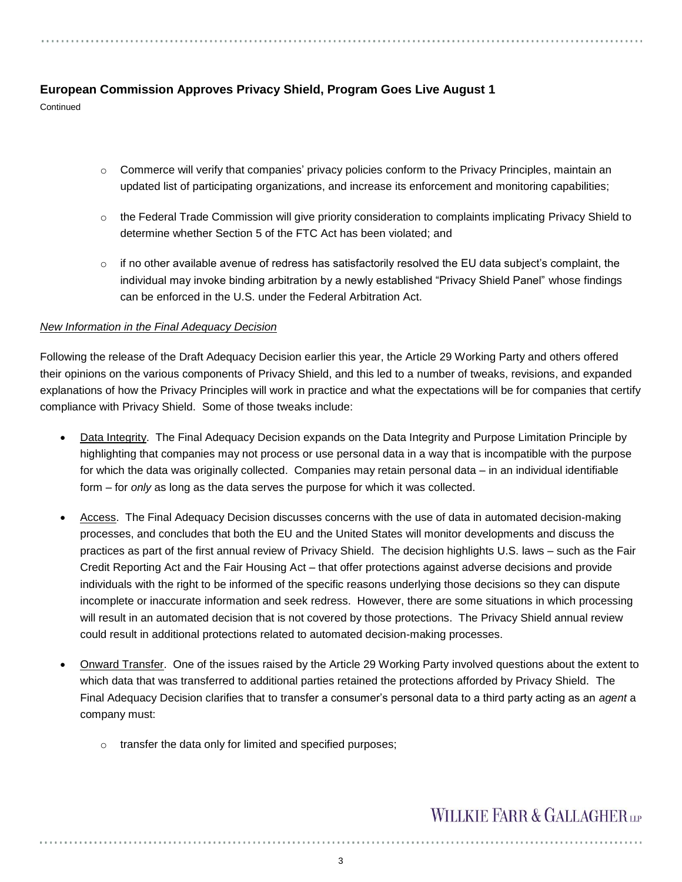## European Commission Approves Privacy Shield, Program Goes Live August 1

Continued

- Commerce will verify that companies' privacy policies conform to the Privacy Principles, maintain an updated list of participating organizations, and increase its enforcement and monitoring capabilities;
- the Federal Trade Commission will give priority consideration to complaints implicating Privacy Shield to determine whether Section 5 of the FTC Act has been violated; and
- if no other available avenue of redress has satisfactorily resolved the EU data subject's complaint, the individual may invoke binding arbitration by a newly established "Privacy Shield Panel" whose findings can be enforced in the U.S. under the Federal Arbitration Act.

*New Information in the Final Adequacy Decision*

Following the release of the Draft Adequacy Decision earlier this year, the Article 29 Working Party and others offered their opinions on the various components of Privacy Shield, and this led to a number of tweaks, revisions, and expanded explanations of how the Privacy Principles will work in practice and what the expectations will be for companies that certify compliance with Privacy Shield. Some of those tweaks include:

- Data Integrity. The Final Adequacy Decision expands on the Data Integrity and Purpose Limitation Principle by highlighting that companies may not process or use personal data in a way that is incompatible with the purpose for which the data was originally collected. Companies may retain personal data – in an individual identifiable form – for *only* as long as the data serves the purpose for which it was collected.
- Access. The Final Adequacy Decision discusses concerns with the use of data in automated decision-making processes, and concludes that both the EU and the United States will monitor developments and discuss the practices as part of the first annual review of Privacy Shield. The decision highlights U.S. laws – such as the Fair Credit Reporting Act and the Fair Housing Act – that offer protections against adverse decisions and provide individuals with the right to be informed of the specific reasons underlying those decisions so they can dispute incomplete or inaccurate information and seek redress. However, there are some situations in which processing will result in an automated decision that is not covered by those protections. The Privacy Shield annual review could result in additional protections related to automated decision-making processes.
- Onward Transfer. One of the issues raised by the Article 29 Working Party involved questions about the extent to which data that was transferred to additional parties retained the protections afforded by Privacy Shield. The Final Adequacy Decision clarifies that to transfer a consumer's personal data to a third party acting as an *agent* a company must:
  - transfer the data only for limited and specified purposes;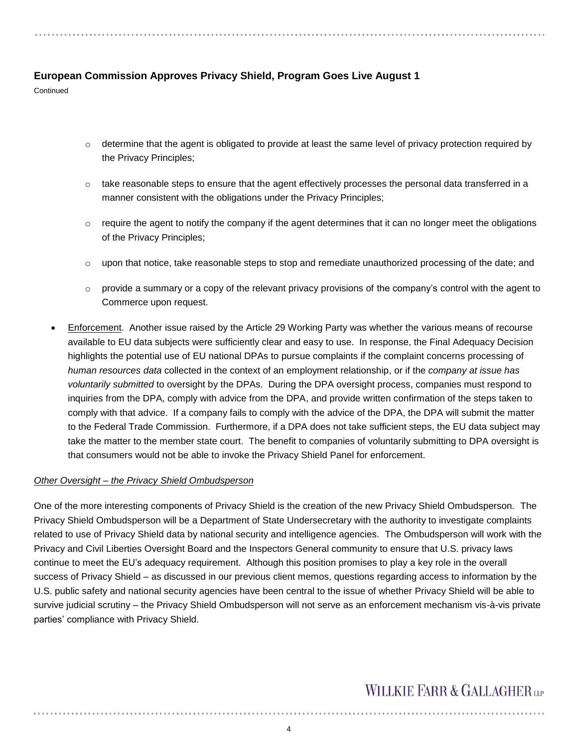## European Commission Approves Privacy Shield, Program Goes Live August 1

Continued

    - determine that the agent is obligated to provide at least the same level of privacy protection required by the Privacy Principles;
    - take reasonable steps to ensure that the agent effectively processes the personal data transferred in a manner consistent with the obligations under the Privacy Principles;
    - require the agent to notify the company if the agent determines that it can no longer meet the obligations of the Privacy Principles;
    - upon that notice, take reasonable steps to stop and remediate unauthorized processing of the date; and
    - provide a summary or a copy of the relevant privacy provisions of the company's control with the agent to Commerce upon request.

- <u>Enforcement</u>. Another issue raised by the Article 29 Working Party was whether the various means of recourse available to EU data subjects were sufficiently clear and easy to use. In response, the Final Adequacy Decision highlights the potential use of EU national DPAs to pursue complaints if the complaint concerns processing of *human resources data* collected in the context of an employment relationship, or if the *company at issue has voluntarily submitted* to oversight by the DPAs. During the DPA oversight process, companies must respond to inquiries from the DPA, comply with advice from the DPA, and provide written confirmation of the steps taken to comply with that advice. If a company fails to comply with the advice of the DPA, the DPA will submit the matter to the Federal Trade Commission. Furthermore, if a DPA does not take sufficient steps, the EU data subject may take the matter to the member state court. The benefit to companies of voluntarily submitting to DPA oversight is that consumers would not be able to invoke the Privacy Shield Panel for enforcement.

*<u>Other Oversight – the Privacy Shield Ombudsperson</u>*

One of the more interesting components of Privacy Shield is the creation of the new Privacy Shield Ombudsperson. The Privacy Shield Ombudsperson will be a Department of State Undersecretary with the authority to investigate complaints related to use of Privacy Shield data by national security and intelligence agencies. The Ombudsperson will work with the Privacy and Civil Liberties Oversight Board and the Inspectors General community to ensure that U.S. privacy laws continue to meet the EU's adequacy requirement. Although this position promises to play a key role in the overall success of Privacy Shield – as discussed in our previous client memos, questions regarding access to information by the U.S. public safety and national security agencies have been central to the issue of whether Privacy Shield will be able to survive judicial scrutiny – the Privacy Shield Ombudsperson will not serve as an enforcement mechanism vis-à-vis private parties' compliance with Privacy Shield.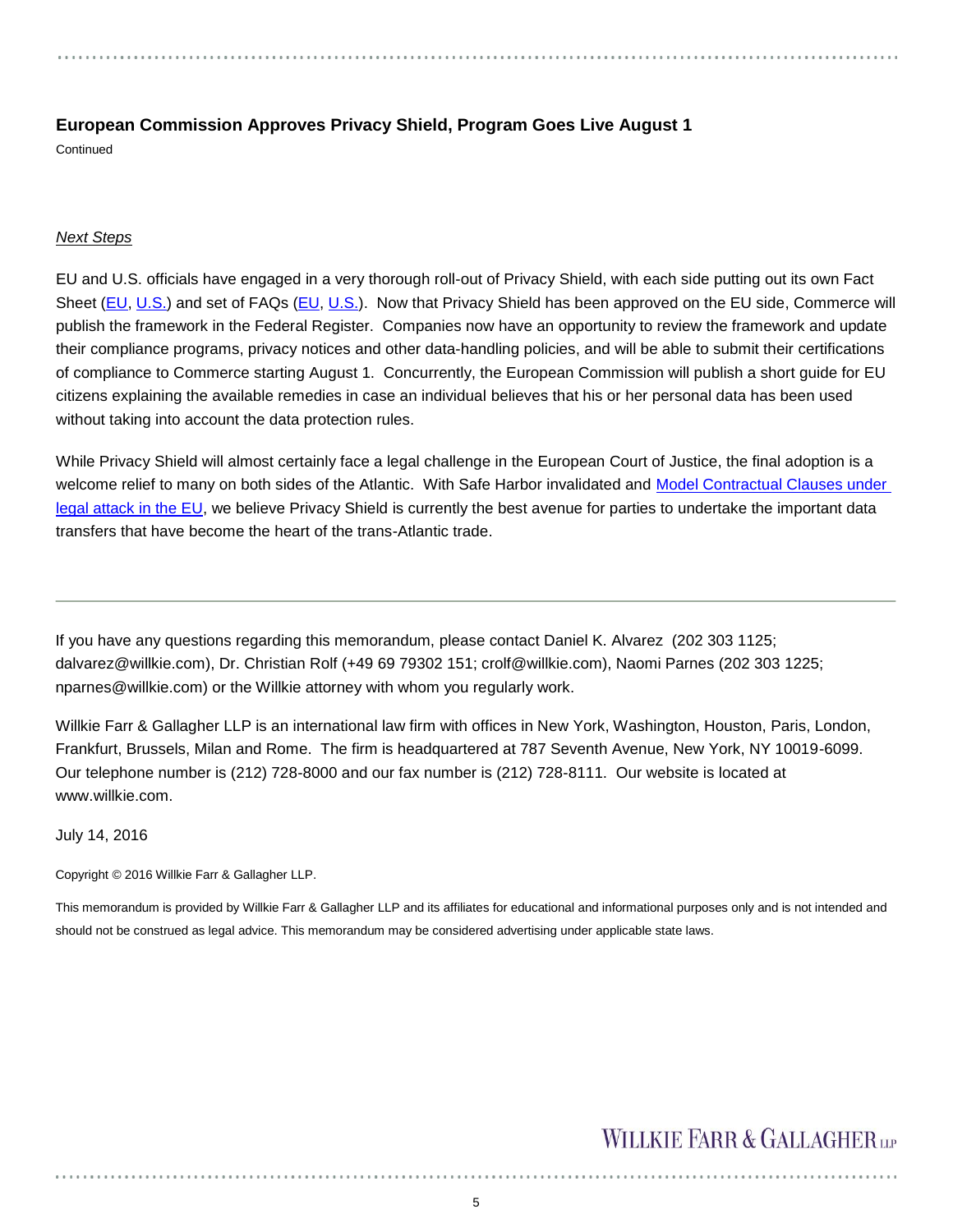## European Commission Approves Privacy Shield, Program Goes Live August 1

Continued

*Next Steps*

EU and U.S. officials have engaged in a very thorough roll-out of Privacy Shield, with each side putting out its own Fact Sheet (EU, U.S.) and set of FAQs (EU, U.S.). Now that Privacy Shield has been approved on the EU side, Commerce will publish the framework in the Federal Register. Companies now have an opportunity to review the framework and update their compliance programs, privacy notices and other data-handling policies, and will be able to submit their certifications of compliance to Commerce starting August 1. Concurrently, the European Commission will publish a short guide for EU citizens explaining the available remedies in case an individual believes that his or her personal data has been used without taking into account the data protection rules.

While Privacy Shield will almost certainly face a legal challenge in the European Court of Justice, the final adoption is a welcome relief to many on both sides of the Atlantic. With Safe Harbor invalidated and Model Contractual Clauses under legal attack in the EU, we believe Privacy Shield is currently the best avenue for parties to undertake the important data transfers that have become the heart of the trans-Atlantic trade.

---

If you have any questions regarding this memorandum, please contact Daniel K. Alvarez (202 303 1125; dalvarez@willkie.com), Dr. Christian Rolf (+49 69 79302 151; crolf@willkie.com), Naomi Parnes (202 303 1225; nparnes@willkie.com) or the Willkie attorney with whom you regularly work.

Willkie Farr & Gallagher LLP is an international law firm with offices in New York, Washington, Houston, Paris, London, Frankfurt, Brussels, Milan and Rome. The firm is headquartered at 787 Seventh Avenue, New York, NY 10019-6099. Our telephone number is (212) 728-8000 and our fax number is (212) 728-8111. Our website is located at www.willkie.com.

July 14, 2016

Copyright © 2016 Willkie Farr & Gallagher LLP.

This memorandum is provided by Willkie Farr & Gallagher LLP and its affiliates for educational and informational purposes only and is not intended and should not be construed as legal advice. This memorandum may be considered advertising under applicable state laws.